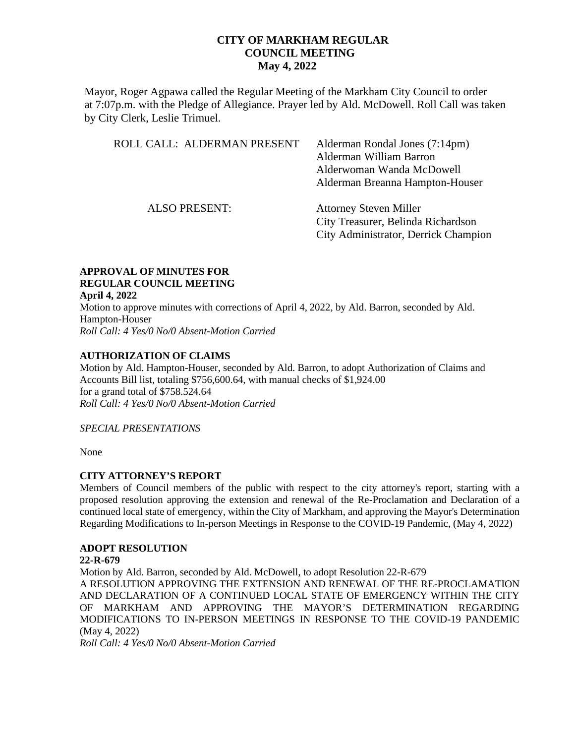# CITY OF MARKHAM REGULAR COUNCIL MEETING
## May 4, 2022

Mayor, Roger Agpawa called the Regular Meeting of the Markham City Council to order at 7:07p.m. with the Pledge of Allegiance. Prayer led by Ald. McDowell. Roll Call was taken by City Clerk, Leslie Trimuel.

ROLL CALL: ALDERMAN PRESENT
- Alderman Rondal Jones (7:14pm)
- Alderman William Barron
- Alderwoman Wanda McDowell
- Alderman Breanna Hampton-Houser

ALSO PRESENT:
- Attorney Steven Miller
- City Treasurer, Belinda Richardson
- City Administrator, Derrick Champion

**APPROVAL OF MINUTES FOR REGULAR COUNCIL MEETING**
**April 4, 2022**
Motion to approve minutes with corrections of April 4, 2022, by Ald. Barron, seconded by Ald. Hampton-Houser
*Roll Call: 4 Yes/0 No/0 Absent-Motion Carried*

**AUTHORIZATION OF CLAIMS**
Motion by Ald. Hampton-Houser, seconded by Ald. Barron, to adopt Authorization of Claims and Accounts Bill list, totaling $756,600.64, with manual checks of $1,924.00 for a grand total of $758.524.64
*Roll Call: 4 Yes/0 No/0 Absent-Motion Carried*

*SPECIAL PRESENTATIONS*

None

**CITY ATTORNEY'S REPORT**
Members of Council members of the public with respect to the city attorney's report, starting with a proposed resolution approving the extension and renewal of the Re-Proclamation and Declaration of a continued local state of emergency, within the City of Markham, and approving the Mayor's Determination Regarding Modifications to In-person Meetings in Response to the COVID-19 Pandemic, (May 4, 2022)

**ADOPT RESOLUTION**
**22-R-679**
Motion by Ald. Barron, seconded by Ald. McDowell, to adopt Resolution 22-R-679
A RESOLUTION APPROVING THE EXTENSION AND RENEWAL OF THE RE-PROCLAMATION AND DECLARATION OF A CONTINUED LOCAL STATE OF EMERGENCY WITHIN THE CITY OF MARKHAM AND APPROVING THE MAYOR'S DETERMINATION REGARDING MODIFICATIONS TO IN-PERSON MEETINGS IN RESPONSE TO THE COVID-19 PANDEMIC (May 4, 2022)
*Roll Call: 4 Yes/0 No/0 Absent-Motion Carried*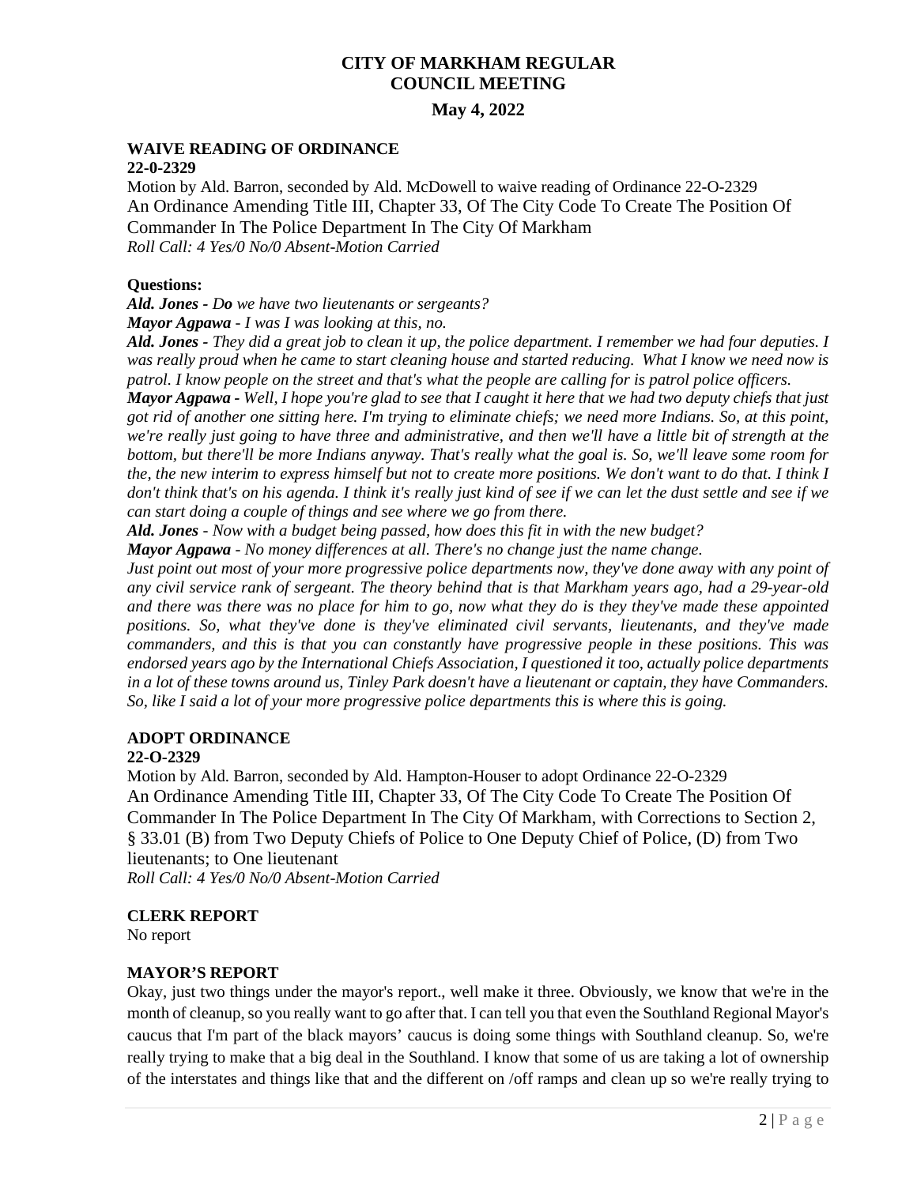# CITY OF MARKHAM REGULAR COUNCIL MEETING

## May 4, 2022

**WAIVE READING OF ORDINANCE**
**22-0-2329**

Motion by Ald. Barron, seconded by Ald. McDowell to waive reading of Ordinance 22-O-2329
An Ordinance Amending Title III, Chapter 33, Of The City Code To Create The Position Of Commander In The Police Department In The City Of Markham
*Roll Call: 4 Yes/0 No/0 Absent-Motion Carried*

**Questions:**

***Ald. Jones*** *- Do we have two lieutenants or sergeants?*

***Mayor Agpawa*** *- I was I was looking at this, no.*

***Ald. Jones*** *- They did a great job to clean it up, the police department. I remember we had four deputies. I was really proud when he came to start cleaning house and started reducing. What I know we need now is patrol. I know people on the street and that's what the people are calling for is patrol police officers.*

***Mayor Agpawa*** *- Well, I hope you're glad to see that I caught it here that we had two deputy chiefs that just got rid of another one sitting here. I'm trying to eliminate chiefs; we need more Indians. So, at this point, we're really just going to have three and administrative, and then we'll have a little bit of strength at the bottom, but there'll be more Indians anyway. That's really what the goal is. So, we'll leave some room for the, the new interim to express himself but not to create more positions. We don't want to do that. I think I don't think that's on his agenda. I think it's really just kind of see if we can let the dust settle and see if we can start doing a couple of things and see where we go from there.*

***Ald. Jones*** *- Now with a budget being passed, how does this fit in with the new budget?*

***Mayor Agpawa*** *- No money differences at all. There's no change just the name change.*
*Just point out most of your more progressive police departments now, they've done away with any point of any civil service rank of sergeant. The theory behind that is that Markham years ago, had a 29-year-old and there was there was no place for him to go, now what they do is they they've made these appointed positions. So, what they've done is they've eliminated civil servants, lieutenants, and they've made commanders, and this is that you can constantly have progressive people in these positions. This was endorsed years ago by the International Chiefs Association, I questioned it too, actually police departments in a lot of these towns around us, Tinley Park doesn't have a lieutenant or captain, they have Commanders. So, like I said a lot of your more progressive police departments this is where this is going.*

**ADOPT ORDINANCE**
**22-O-2329**

Motion by Ald. Barron, seconded by Ald. Hampton-Houser to adopt Ordinance 22-O-2329
An Ordinance Amending Title III, Chapter 33, Of The City Code To Create The Position Of Commander In The Police Department In The City Of Markham, with Corrections to Section 2, § 33.01 (B) from Two Deputy Chiefs of Police to One Deputy Chief of Police, (D) from Two lieutenants; to One lieutenant
*Roll Call: 4 Yes/0 No/0 Absent-Motion Carried*

**CLERK REPORT**

No report

**MAYOR'S REPORT**

Okay, just two things under the mayor's report., well make it three. Obviously, we know that we're in the month of cleanup, so you really want to go after that. I can tell you that even the Southland Regional Mayor's caucus that I'm part of the black mayors' caucus is doing some things with Southland cleanup. So, we're really trying to make that a big deal in the Southland. I know that some of us are taking a lot of ownership of the interstates and things like that and the different on /off ramps and clean up so we're really trying to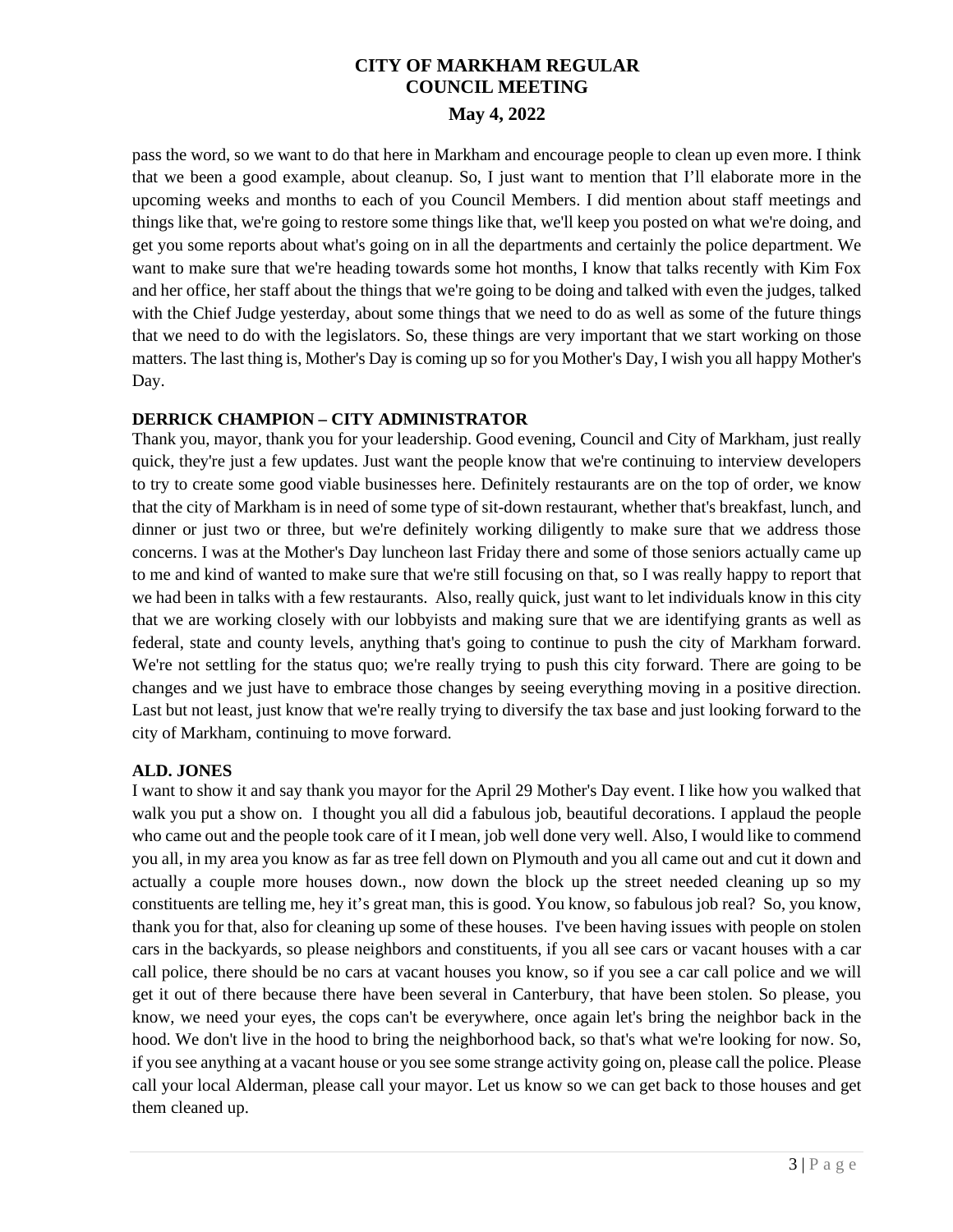pass the word, so we want to do that here in Markham and encourage people to clean up even more. I think that we been a good example, about cleanup. So, I just want to mention that I'll elaborate more in the upcoming weeks and months to each of you Council Members. I did mention about staff meetings and things like that, we're going to restore some things like that, we'll keep you posted on what we're doing, and get you some reports about what's going on in all the departments and certainly the police department. We want to make sure that we're heading towards some hot months, I know that talks recently with Kim Fox and her office, her staff about the things that we're going to be doing and talked with even the judges, talked with the Chief Judge yesterday, about some things that we need to do as well as some of the future things that we need to do with the legislators. So, these things are very important that we start working on those matters. The last thing is, Mother's Day is coming up so for you Mother's Day, I wish you all happy Mother's Day.

**DERRICK CHAMPION – CITY ADMINISTRATOR**

Thank you, mayor, thank you for your leadership. Good evening, Council and City of Markham, just really quick, they're just a few updates. Just want the people know that we're continuing to interview developers to try to create some good viable businesses here. Definitely restaurants are on the top of order, we know that the city of Markham is in need of some type of sit-down restaurant, whether that's breakfast, lunch, and dinner or just two or three, but we're definitely working diligently to make sure that we address those concerns. I was at the Mother's Day luncheon last Friday there and some of those seniors actually came up to me and kind of wanted to make sure that we're still focusing on that, so I was really happy to report that we had been in talks with a few restaurants. Also, really quick, just want to let individuals know in this city that we are working closely with our lobbyists and making sure that we are identifying grants as well as federal, state and county levels, anything that's going to continue to push the city of Markham forward. We're not settling for the status quo; we're really trying to push this city forward. There are going to be changes and we just have to embrace those changes by seeing everything moving in a positive direction. Last but not least, just know that we're really trying to diversify the tax base and just looking forward to the city of Markham, continuing to move forward.

**ALD. JONES**

I want to show it and say thank you mayor for the April 29 Mother's Day event. I like how you walked that walk you put a show on. I thought you all did a fabulous job, beautiful decorations. I applaud the people who came out and the people took care of it I mean, job well done very well. Also, I would like to commend you all, in my area you know as far as tree fell down on Plymouth and you all came out and cut it down and actually a couple more houses down., now down the block up the street needed cleaning up so my constituents are telling me, hey it's great man, this is good. You know, so fabulous job real? So, you know, thank you for that, also for cleaning up some of these houses. I've been having issues with people on stolen cars in the backyards, so please neighbors and constituents, if you all see cars or vacant houses with a car call police, there should be no cars at vacant houses you know, so if you see a car call police and we will get it out of there because there have been several in Canterbury, that have been stolen. So please, you know, we need your eyes, the cops can't be everywhere, once again let's bring the neighbor back in the hood. We don't live in the hood to bring the neighborhood back, so that's what we're looking for now. So, if you see anything at a vacant house or you see some strange activity going on, please call the police. Please call your local Alderman, please call your mayor. Let us know so we can get back to those houses and get them cleaned up.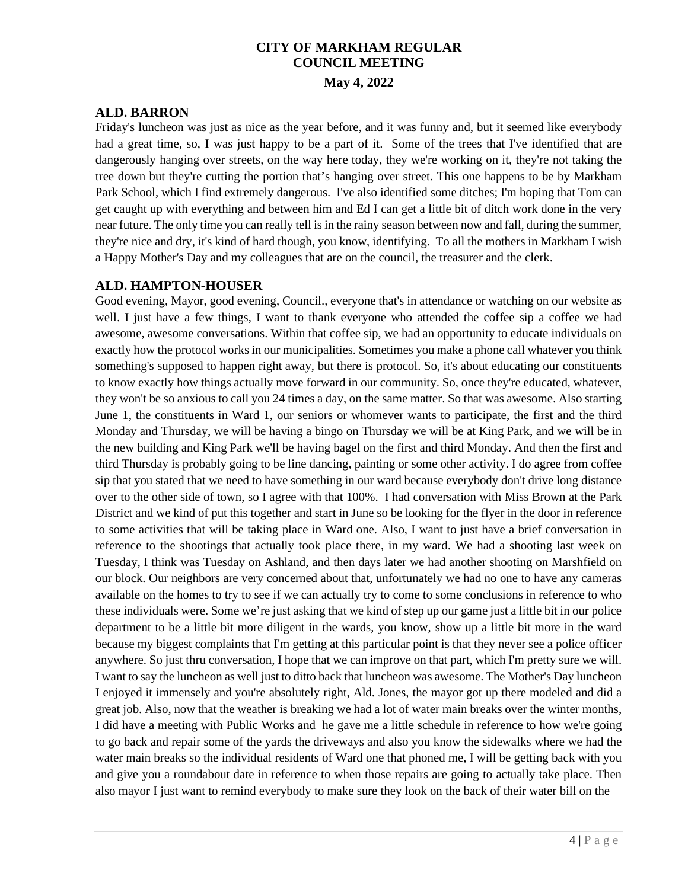# CITY OF MARKHAM REGULAR COUNCIL MEETING

**May 4, 2022**

## ALD. BARRON

Friday's luncheon was just as nice as the year before, and it was funny and, but it seemed like everybody had a great time, so, I was just happy to be a part of it. Some of the trees that I've identified that are dangerously hanging over streets, on the way here today, they we're working on it, they're not taking the tree down but they're cutting the portion that's hanging over street. This one happens to be by Markham Park School, which I find extremely dangerous. I've also identified some ditches; I'm hoping that Tom can get caught up with everything and between him and Ed I can get a little bit of ditch work done in the very near future. The only time you can really tell is in the rainy season between now and fall, during the summer, they're nice and dry, it's kind of hard though, you know, identifying. To all the mothers in Markham I wish a Happy Mother's Day and my colleagues that are on the council, the treasurer and the clerk.

## ALD. HAMPTON-HOUSER

Good evening, Mayor, good evening, Council., everyone that's in attendance or watching on our website as well. I just have a few things, I want to thank everyone who attended the coffee sip a coffee we had awesome, awesome conversations. Within that coffee sip, we had an opportunity to educate individuals on exactly how the protocol works in our municipalities. Sometimes you make a phone call whatever you think something's supposed to happen right away, but there is protocol. So, it's about educating our constituents to know exactly how things actually move forward in our community. So, once they're educated, whatever, they won't be so anxious to call you 24 times a day, on the same matter. So that was awesome. Also starting June 1, the constituents in Ward 1, our seniors or whomever wants to participate, the first and the third Monday and Thursday, we will be having a bingo on Thursday we will be at King Park, and we will be in the new building and King Park we'll be having bagel on the first and third Monday. And then the first and third Thursday is probably going to be line dancing, painting or some other activity. I do agree from coffee sip that you stated that we need to have something in our ward because everybody don't drive long distance over to the other side of town, so I agree with that 100%. I had conversation with Miss Brown at the Park District and we kind of put this together and start in June so be looking for the flyer in the door in reference to some activities that will be taking place in Ward one. Also, I want to just have a brief conversation in reference to the shootings that actually took place there, in my ward. We had a shooting last week on Tuesday, I think was Tuesday on Ashland, and then days later we had another shooting on Marshfield on our block. Our neighbors are very concerned about that, unfortunately we had no one to have any cameras available on the homes to try to see if we can actually try to come to some conclusions in reference to who these individuals were. Some we're just asking that we kind of step up our game just a little bit in our police department to be a little bit more diligent in the wards, you know, show up a little bit more in the ward because my biggest complaints that I'm getting at this particular point is that they never see a police officer anywhere. So just thru conversation, I hope that we can improve on that part, which I'm pretty sure we will. I want to say the luncheon as well just to ditto back that luncheon was awesome. The Mother's Day luncheon I enjoyed it immensely and you're absolutely right, Ald. Jones, the mayor got up there modeled and did a great job. Also, now that the weather is breaking we had a lot of water main breaks over the winter months, I did have a meeting with Public Works and he gave me a little schedule in reference to how we're going to go back and repair some of the yards the driveways and also you know the sidewalks where we had the water main breaks so the individual residents of Ward one that phoned me, I will be getting back with you and give you a roundabout date in reference to when those repairs are going to actually take place. Then also mayor I just want to remind everybody to make sure they look on the back of their water bill on the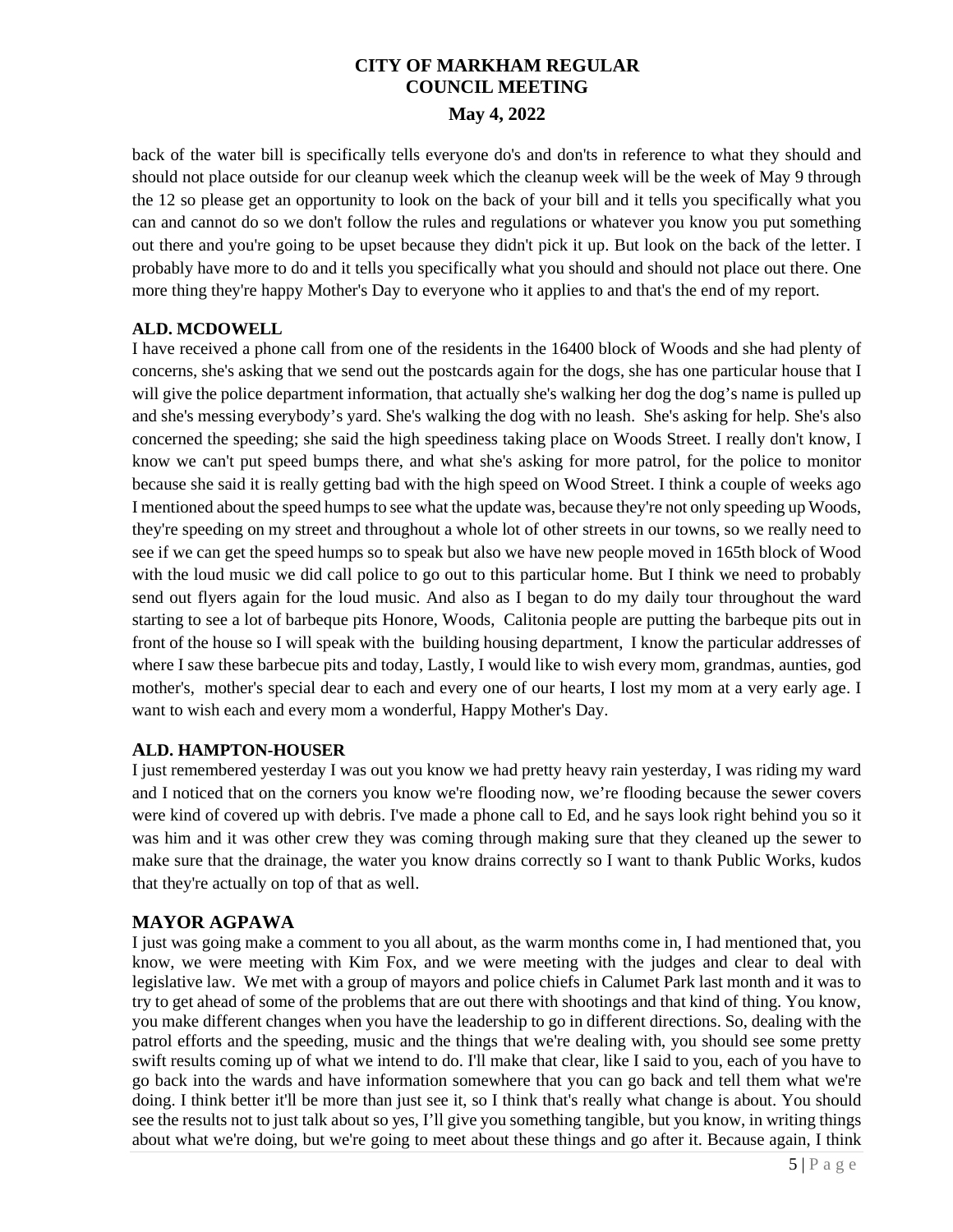back of the water bill is specifically tells everyone do's and don'ts in reference to what they should and should not place outside for our cleanup week which the cleanup week will be the week of May 9 through the 12 so please get an opportunity to look on the back of your bill and it tells you specifically what you can and cannot do so we don't follow the rules and regulations or whatever you know you put something out there and you're going to be upset because they didn't pick it up. But look on the back of the letter. I probably have more to do and it tells you specifically what you should and should not place out there. One more thing they're happy Mother's Day to everyone who it applies to and that's the end of my report.

**ALD. MCDOWELL**

I have received a phone call from one of the residents in the 16400 block of Woods and she had plenty of concerns, she's asking that we send out the postcards again for the dogs, she has one particular house that I will give the police department information, that actually she's walking her dog the dog's name is pulled up and she's messing everybody's yard. She's walking the dog with no leash. She's asking for help. She's also concerned the speeding; she said the high speediness taking place on Woods Street. I really don't know, I know we can't put speed bumps there, and what she's asking for more patrol, for the police to monitor because she said it is really getting bad with the high speed on Wood Street. I think a couple of weeks ago I mentioned about the speed humps to see what the update was, because they're not only speeding up Woods, they're speeding on my street and throughout a whole lot of other streets in our towns, so we really need to see if we can get the speed humps so to speak but also we have new people moved in 165th block of Wood with the loud music we did call police to go out to this particular home. But I think we need to probably send out flyers again for the loud music. And also as I began to do my daily tour throughout the ward starting to see a lot of barbeque pits Honore, Woods, Calitonia people are putting the barbeque pits out in front of the house so I will speak with the building housing department, I know the particular addresses of where I saw these barbecue pits and today, Lastly, I would like to wish every mom, grandmas, aunties, god mother's, mother's special dear to each and every one of our hearts, I lost my mom at a very early age. I want to wish each and every mom a wonderful, Happy Mother's Day.

**ALD. HAMPTON-HOUSER**

I just remembered yesterday I was out you know we had pretty heavy rain yesterday, I was riding my ward and I noticed that on the corners you know we're flooding now, we're flooding because the sewer covers were kind of covered up with debris. I've made a phone call to Ed, and he says look right behind you so it was him and it was other crew they was coming through making sure that they cleaned up the sewer to make sure that the drainage, the water you know drains correctly so I want to thank Public Works, kudos that they're actually on top of that as well.

**MAYOR AGPAWA**

I just was going make a comment to you all about, as the warm months come in, I had mentioned that, you know, we were meeting with Kim Fox, and we were meeting with the judges and clear to deal with legislative law. We met with a group of mayors and police chiefs in Calumet Park last month and it was to try to get ahead of some of the problems that are out there with shootings and that kind of thing. You know, you make different changes when you have the leadership to go in different directions. So, dealing with the patrol efforts and the speeding, music and the things that we're dealing with, you should see some pretty swift results coming up of what we intend to do. I'll make that clear, like I said to you, each of you have to go back into the wards and have information somewhere that you can go back and tell them what we're doing. I think better it'll be more than just see it, so I think that's really what change is about. You should see the results not to just talk about so yes, I'll give you something tangible, but you know, in writing things about what we're doing, but we're going to meet about these things and go after it. Because again, I think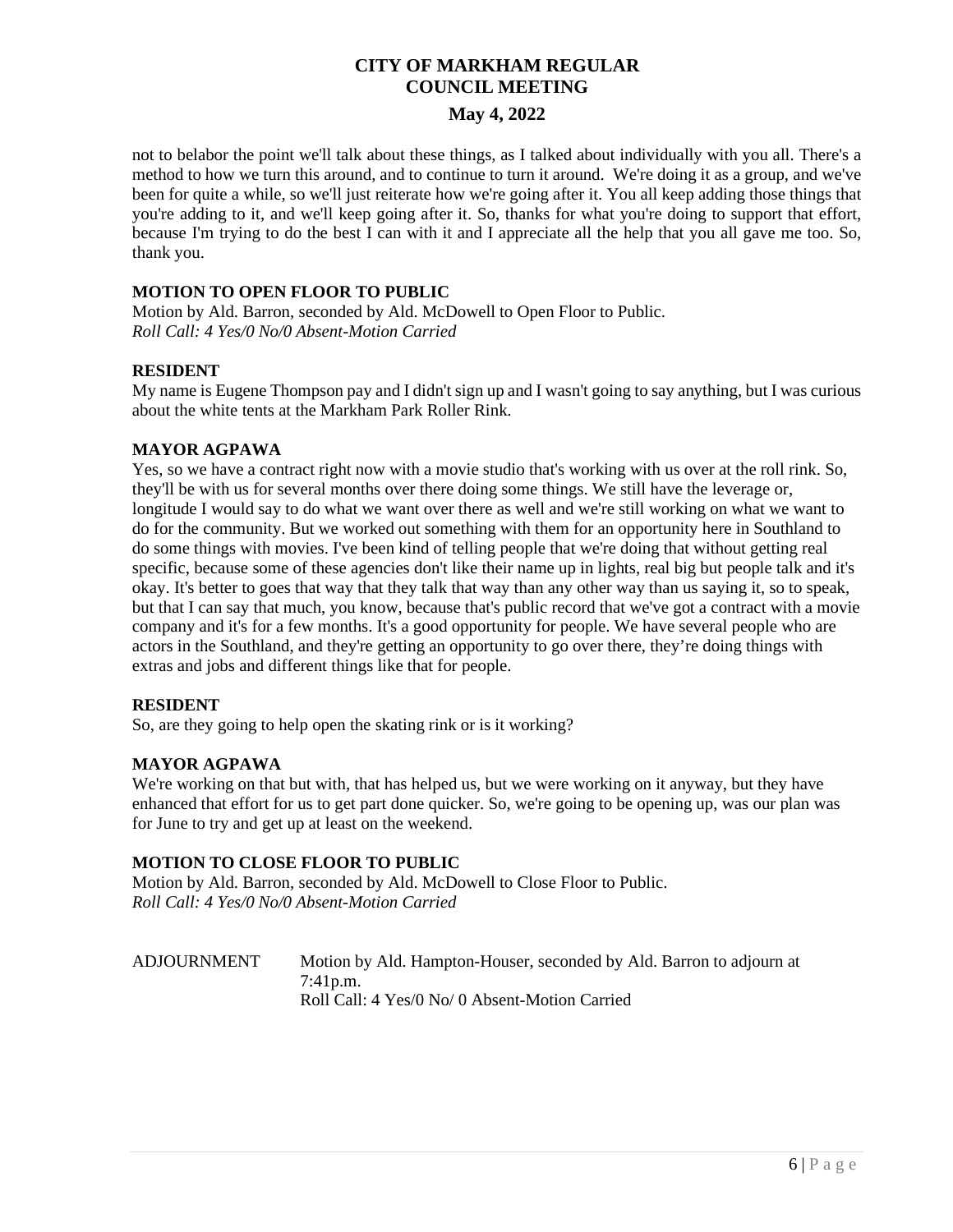not to belabor the point we'll talk about these things, as I talked about individually with you all. There's a method to how we turn this around, and to continue to turn it around. We're doing it as a group, and we've been for quite a while, so we'll just reiterate how we're going after it. You all keep adding those things that you're adding to it, and we'll keep going after it. So, thanks for what you're doing to support that effort, because I'm trying to do the best I can with it and I appreciate all the help that you all gave me too. So, thank you.

**MOTION TO OPEN FLOOR TO PUBLIC**
Motion by Ald. Barron, seconded by Ald. McDowell to Open Floor to Public.
*Roll Call: 4 Yes/0 No/0 Absent-Motion Carried*

**RESIDENT**
My name is Eugene Thompson pay and I didn't sign up and I wasn't going to say anything, but I was curious about the white tents at the Markham Park Roller Rink.

**MAYOR AGPAWA**
Yes, so we have a contract right now with a movie studio that's working with us over at the roll rink. So, they'll be with us for several months over there doing some things. We still have the leverage or, longitude I would say to do what we want over there as well and we're still working on what we want to do for the community. But we worked out something with them for an opportunity here in Southland to do some things with movies. I've been kind of telling people that we're doing that without getting real specific, because some of these agencies don't like their name up in lights, real big but people talk and it's okay. It's better to goes that way that they talk that way than any other way than us saying it, so to speak, but that I can say that much, you know, because that's public record that we've got a contract with a movie company and it's for a few months. It's a good opportunity for people. We have several people who are actors in the Southland, and they're getting an opportunity to go over there, they're doing things with extras and jobs and different things like that for people.

**RESIDENT**
So, are they going to help open the skating rink or is it working?

**MAYOR AGPAWA**
We're working on that but with, that has helped us, but we were working on it anyway, but they have enhanced that effort for us to get part done quicker. So, we're going to be opening up, was our plan was for June to try and get up at least on the weekend.

**MOTION TO CLOSE FLOOR TO PUBLIC**
Motion by Ald. Barron, seconded by Ald. McDowell to Close Floor to Public.
*Roll Call: 4 Yes/0 No/0 Absent-Motion Carried*

ADJOURNMENT Motion by Ald. Hampton-Houser, seconded by Ald. Barron to adjourn at 7:41p.m.
Roll Call: 4 Yes/0 No/ 0 Absent-Motion Carried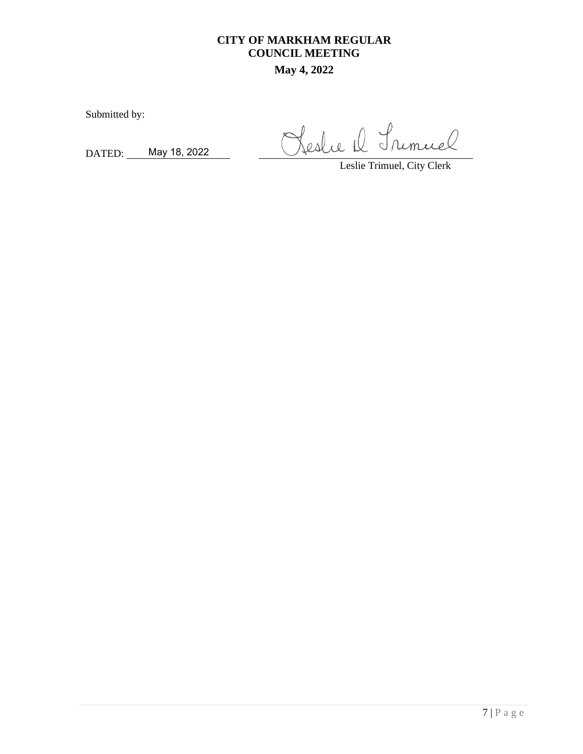**CITY OF MARKHAM REGULAR COUNCIL MEETING**

**May 4, 2022**

Submitted by:

DATED: May 18, 2022

Leslie Trimuel, City Clerk